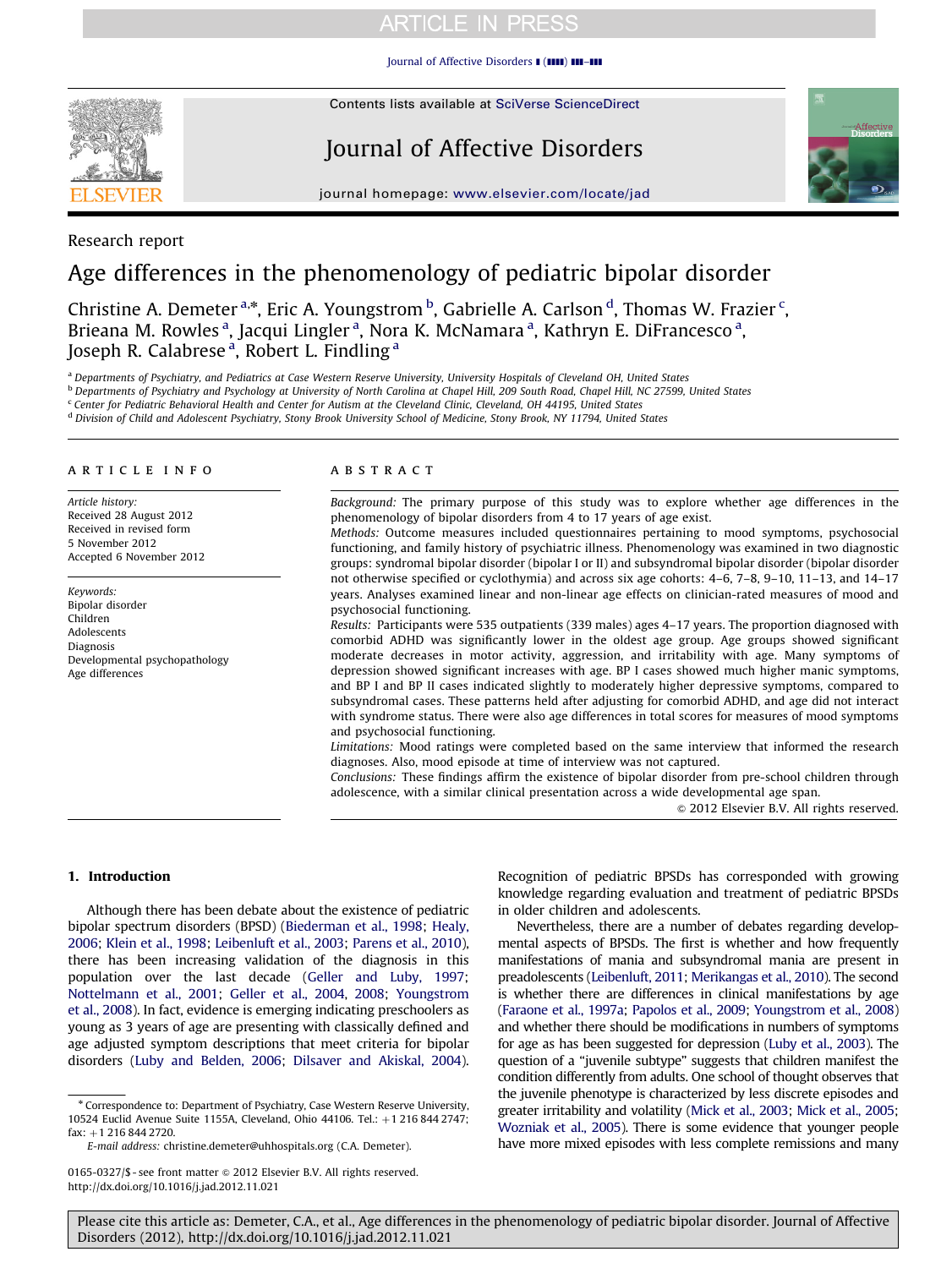Research report

# Age differences in the phenomenology of pediatric bipolar disorder

Christine A. Demeter [a,*], Eric A. Youngstrom [b], Gabrielle A. Carlson [d], Thomas W. Frazier [c], Brieana M. Rowles [a], Jacqui Lingler [a], Nora K. McNamara [a], Kathryn E. DiFrancesco [a], Joseph R. Calabrese [a], Robert L. Findling [a]

[a] Departments of Psychiatry, and Pediatrics at Case Western Reserve University, University Hospitals of Cleveland OH, United States
[b] Departments of Psychiatry and Psychology at University of North Carolina at Chapel Hill, 209 South Road, Chapel Hill, NC 27599, United States
[c] Center for Pediatric Behavioral Health and Center for Autism at the Cleveland Clinic, Cleveland, OH 44195, United States
[d] Division of Child and Adolescent Psychiatry, Stony Brook University School of Medicine, Stony Brook, NY 11794, United States

## ARTICLE INFO

*Article history:*
Received 28 August 2012
Received in revised form
5 November 2012
Accepted 6 November 2012

*Keywords:*
Bipolar disorder
Children
Adolescents
Diagnosis
Developmental psychopathology
Age differences

## ABSTRACT

*Background:* The primary purpose of this study was to explore whether age differences in the phenomenology of bipolar disorders from 4 to 17 years of age exist.

*Methods:* Outcome measures included questionnaires pertaining to mood symptoms, psychosocial functioning, and family history of psychiatric illness. Phenomenology was examined in two diagnostic groups: syndromal bipolar disorder (bipolar I or II) and subsyndromal bipolar disorder (bipolar disorder not otherwise specified or cyclothymia) and across six age cohorts: 4–6, 7–8, 9–10, 11–13, and 14–17 years. Analyses examined linear and non-linear age effects on clinician-rated measures of mood and psychosocial functioning.

*Results:* Participants were 535 outpatients (339 males) ages 4–17 years. The proportion diagnosed with comorbid ADHD was significantly lower in the oldest age group. Age groups showed significant moderate decreases in motor activity, aggression, and irritability with age. Many symptoms of depression showed significant increases with age. BP I cases showed much higher manic symptoms, and BP I and BP II cases indicated slightly to moderately higher depressive symptoms, compared to subsyndromal cases. These patterns held after adjusting for comorbid ADHD, and age did not interact with syndrome status. There were also age differences in total scores for measures of mood symptoms and psychosocial functioning.

*Limitations:* Mood ratings were completed based on the same interview that informed the research diagnoses. Also, mood episode at time of interview was not captured.

*Conclusions:* These findings affirm the existence of bipolar disorder from pre-school children through adolescence, with a similar clinical presentation across a wide developmental age span.

© 2012 Elsevier B.V. All rights reserved.

## 1. Introduction

Although there has been debate about the existence of pediatric bipolar spectrum disorders (BPSD) (Biederman et al., 1998; Healy, 2006; Klein et al., 1998; Leibenluft et al., 2003; Parens et al., 2010), there has been increasing validation of the diagnosis in this population over the last decade (Geller and Luby, 1997; Nottelmann et al., 2001; Geller et al., 2004, 2008; Youngstrom et al., 2008). In fact, evidence is emerging indicating preschoolers as young as 3 years of age are presenting with classically defined and age adjusted symptom descriptions that meet criteria for bipolar disorders (Luby and Belden, 2006; Dilsaver and Akiskal, 2004). Recognition of pediatric BPSDs has corresponded with growing knowledge regarding evaluation and treatment of pediatric BPSDs in older children and adolescents.

Nevertheless, there are a number of debates regarding developmental aspects of BPSDs. The first is whether and how frequently manifestations of mania and subsyndromal mania are present in preadolescents (Leibenluft, 2011; Merikangas et al., 2010). The second is whether there are differences in clinical manifestations by age (Faraone et al., 1997a; Papolos et al., 2009; Youngstrom et al., 2008) and whether there should be modifications in numbers of symptoms for age as has been suggested for depression (Luby et al., 2003). The question of a "juvenile subtype" suggests that children manifest the condition differently from adults. One school of thought observes that the juvenile phenotype is characterized by less discrete episodes and greater irritability and volatility (Mick et al., 2003; Mick et al., 2005; Wozniak et al., 2005). There is some evidence that younger people have more mixed episodes with less complete remissions and many

* Correspondence to: Department of Psychiatry, Case Western Reserve University, 10524 Euclid Avenue Suite 1155A, Cleveland, Ohio 44106. Tel.: +1 216 844 2747; fax: +1 216 844 2720.
*E-mail address:* christine.demeter@uhhospitals.org (C.A. Demeter).

0165-0327/$ - see front matter © 2012 Elsevier B.V. All rights reserved.
http://dx.doi.org/10.1016/j.jad.2012.11.021

Please cite this article as: Demeter, C.A., et al., Age differences in the phenomenology of pediatric bipolar disorder. Journal of Affective Disorders (2012), http://dx.doi.org/10.1016/j.jad.2012.11.021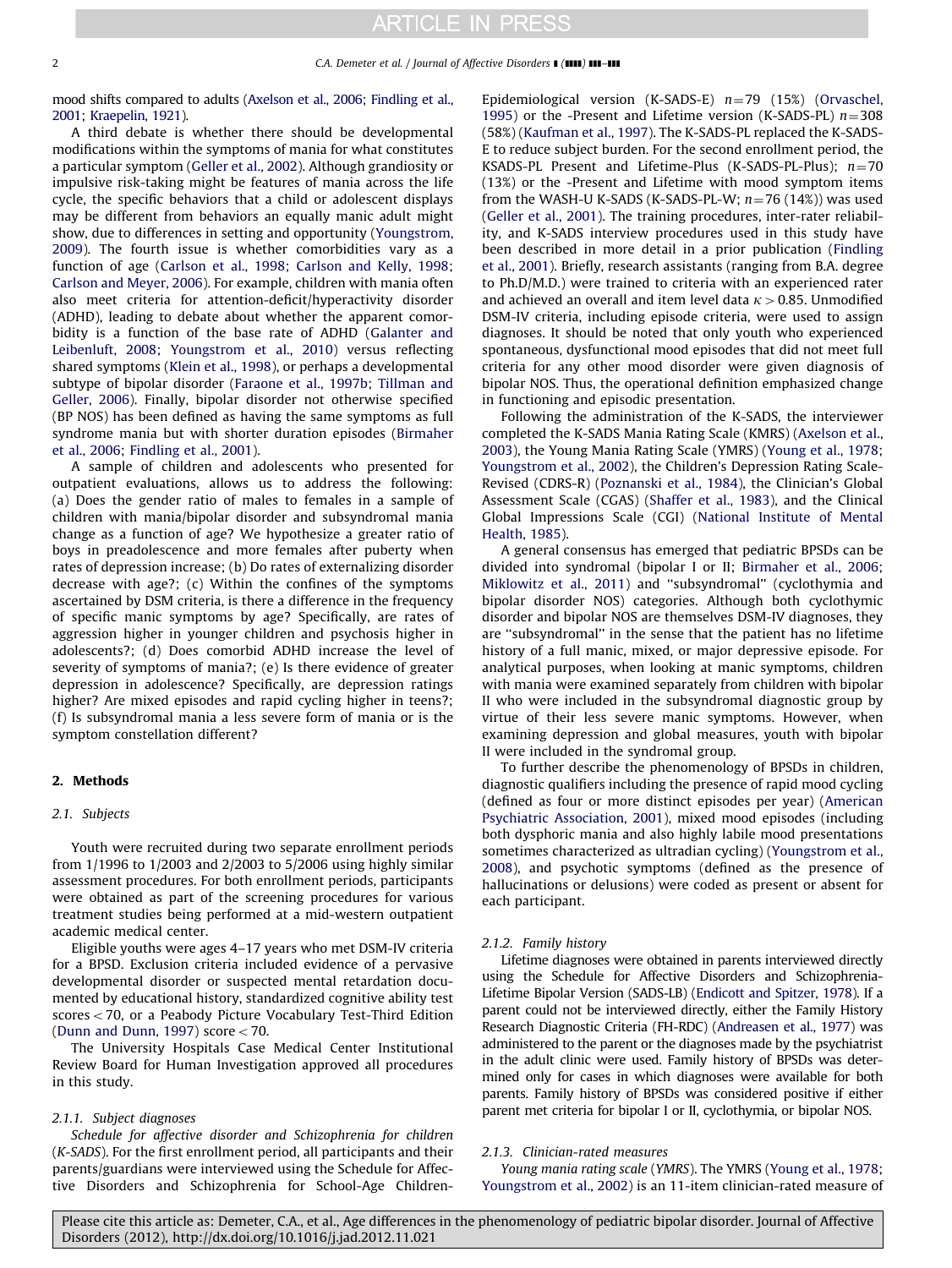mood shifts compared to adults (Axelson et al., 2006; Findling et al., 2001; Kraepelin, 1921).

A third debate is whether there should be developmental modifications within the symptoms of mania for what constitutes a particular symptom (Geller et al., 2002). Although grandiosity or impulsive risk-taking might be features of mania across the life cycle, the specific behaviors that a child or adolescent displays may be different from behaviors an equally manic adult might show, due to differences in setting and opportunity (Youngstrom, 2009). The fourth issue is whether comorbidities vary as a function of age (Carlson et al., 1998; Carlson and Kelly, 1998; Carlson and Meyer, 2006). For example, children with mania often also meet criteria for attention-deficit/hyperactivity disorder (ADHD), leading to debate about whether the apparent comorbidity is a function of the base rate of ADHD (Galanter and Leibenluft, 2008; Youngstrom et al., 2010) versus reflecting shared symptoms (Klein et al., 1998), or perhaps a developmental subtype of bipolar disorder (Faraone et al., 1997b; Tillman and Geller, 2006). Finally, bipolar disorder not otherwise specified (BP NOS) has been defined as having the same symptoms as full syndrome mania but with shorter duration episodes (Birmaher et al., 2006; Findling et al., 2001).

A sample of children and adolescents who presented for outpatient evaluations, allows us to address the following: (a) Does the gender ratio of males to females in a sample of children with mania/bipolar disorder and subsyndromal mania change as a function of age? We hypothesize a greater ratio of boys in preadolescence and more females after puberty when rates of depression increase; (b) Do rates of externalizing disorder decrease with age?; (c) Within the confines of the symptoms ascertained by DSM criteria, is there a difference in the frequency of specific manic symptoms by age? Specifically, are rates of aggression higher in younger children and psychosis higher in adolescents?; (d) Does comorbid ADHD increase the level of severity of symptoms of mania?; (e) Is there evidence of greater depression in adolescence? Specifically, are depression ratings higher? Are mixed episodes and rapid cycling higher in teens?; (f) Is subsyndromal mania a less severe form of mania or is the symptom constellation different?

## 2. Methods

### 2.1. Subjects

Youth were recruited during two separate enrollment periods from 1/1996 to 1/2003 and 2/2003 to 5/2006 using highly similar assessment procedures. For both enrollment periods, participants were obtained as part of the screening procedures for various treatment studies being performed at a mid-western outpatient academic medical center.

Eligible youths were ages 4–17 years who met DSM-IV criteria for a BPSD. Exclusion criteria included evidence of a pervasive developmental disorder or suspected mental retardation documented by educational history, standardized cognitive ability test scores < 70, or a Peabody Picture Vocabulary Test-Third Edition (Dunn and Dunn, 1997) score < 70.

The University Hospitals Case Medical Center Institutional Review Board for Human Investigation approved all procedures in this study.

#### 2.1.1. Subject diagnoses

*Schedule for affective disorder and Schizophrenia for children (K-SADS)*. For the first enrollment period, all participants and their parents/guardians were interviewed using the Schedule for Affective Disorders and Schizophrenia for School-Age Children-Epidemiological version (K-SADS-E) $n=79$ (15%) (Orvaschel, 1995) or the -Present and Lifetime version (K-SADS-PL) $n=308$ (58%) (Kaufman et al., 1997). The K-SADS-PL replaced the K-SADS-E to reduce subject burden. For the second enrollment period, the KSADS-PL Present and Lifetime-Plus (K-SADS-PL-Plus); $n=70$ (13%) or the -Present and Lifetime with mood symptom items from the WASH-U K-SADS (K-SADS-PL-W; $n=76$ (14%)) was used (Geller et al., 2001). The training procedures, inter-rater reliability, and K-SADS interview procedures used in this study have been described in more detail in a prior publication (Findling et al., 2001). Briefly, research assistants (ranging from B.A. degree to Ph.D/M.D.) were trained to criteria with an experienced rater and achieved an overall and item level data $\kappa > 0.85$. Unmodified DSM-IV criteria, including episode criteria, were used to assign diagnoses. It should be noted that only youth who experienced spontaneous, dysfunctional mood episodes that did not meet full criteria for any other mood disorder were given diagnosis of bipolar NOS. Thus, the operational definition emphasized change in functioning and episodic presentation.

Following the administration of the K-SADS, the interviewer completed the K-SADS Mania Rating Scale (KMRS) (Axelson et al., 2003), the Young Mania Rating Scale (YMRS) (Young et al., 1978; Youngstrom et al., 2002), the Children's Depression Rating Scale-Revised (CDRS-R) (Poznanski et al., 1984), the Clinician's Global Assessment Scale (CGAS) (Shaffer et al., 1983), and the Clinical Global Impressions Scale (CGI) (National Institute of Mental Health, 1985).

A general consensus has emerged that pediatric BPSDs can be divided into syndromal (bipolar I or II; Birmaher et al., 2006; Miklowitz et al., 2011) and "subsyndromal" (cyclothymia and bipolar disorder NOS) categories. Although both cyclothymic disorder and bipolar NOS are themselves DSM-IV diagnoses, they are "subsyndromal" in the sense that the patient has no lifetime history of a full manic, mixed, or major depressive episode. For analytical purposes, when looking at manic symptoms, children with mania were examined separately from children with bipolar II who were included in the subsyndromal diagnostic group by virtue of their less severe manic symptoms. However, when examining depression and global measures, youth with bipolar II were included in the syndromal group.

To further describe the phenomenology of BPSDs in children, diagnostic qualifiers including the presence of rapid mood cycling (defined as four or more distinct episodes per year) (American Psychiatric Association, 2001), mixed mood episodes (including both dysphoric mania and also highly labile mood presentations sometimes characterized as ultradian cycling) (Youngstrom et al., 2008), and psychotic symptoms (defined as the presence of hallucinations or delusions) were coded as present or absent for each participant.

#### 2.1.2. Family history

Lifetime diagnoses were obtained in parents interviewed directly using the Schedule for Affective Disorders and Schizophrenia-Lifetime Bipolar Version (SADS-LB) (Endicott and Spitzer, 1978). If a parent could not be interviewed directly, either the Family History Research Diagnostic Criteria (FH-RDC) (Andreasen et al., 1977) was administered to the parent or the diagnoses made by the psychiatrist in the adult clinic were used. Family history of BPSDs was determined only for cases in which diagnoses were available for both parents. Family history of BPSDs was considered positive if either parent met criteria for bipolar I or II, cyclothymia, or bipolar NOS.

#### 2.1.3. Clinician-rated measures

*Young mania rating scale (YMRS)*. The YMRS (Young et al., 1978; Youngstrom et al., 2002) is an 11-item clinician-rated measure of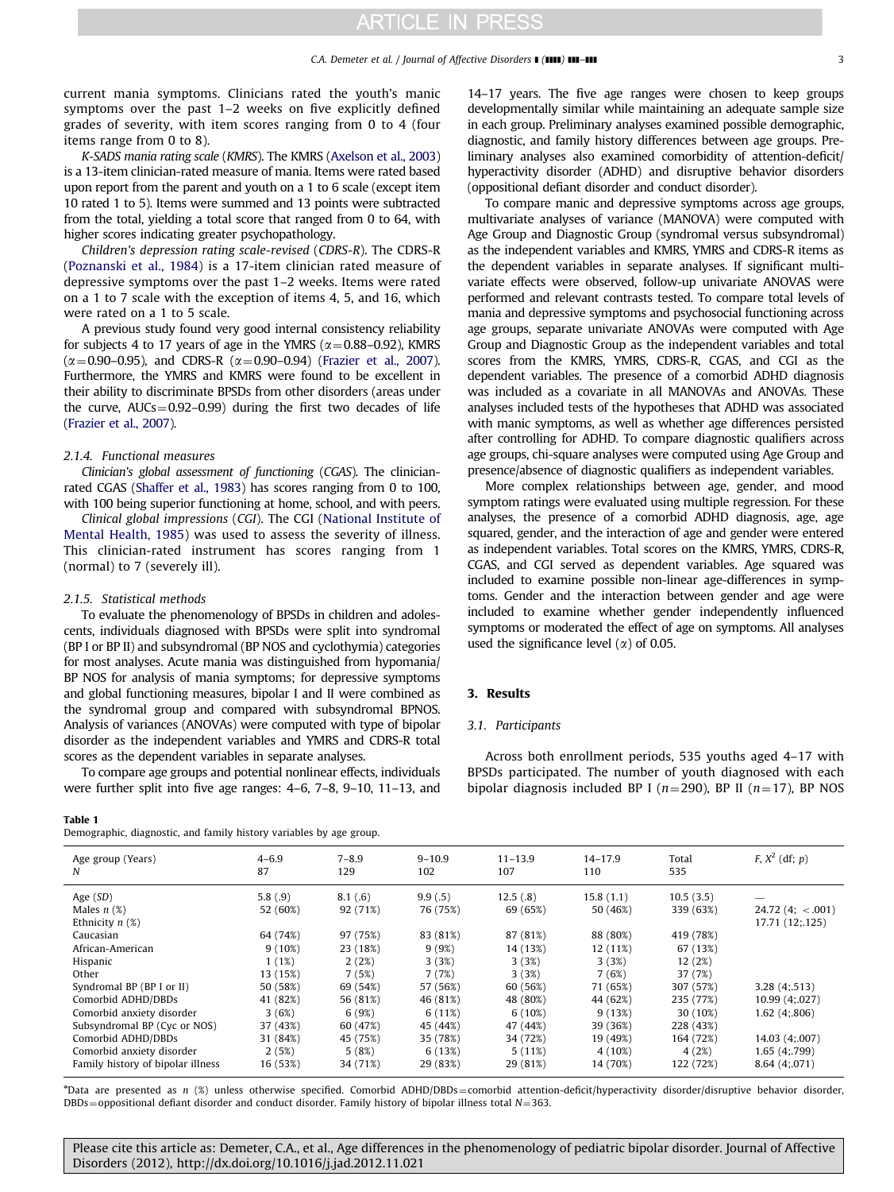current mania symptoms. Clinicians rated the youth's manic symptoms over the past 1–2 weeks on five explicitly defined grades of severity, with item scores ranging from 0 to 4 (four items range from 0 to 8).

*K-SADS mania rating scale (KMRS)*. The KMRS (Axelson et al., 2003) is a 13-item clinician-rated measure of mania. Items were rated based upon report from the parent and youth on a 1 to 6 scale (except item 10 rated 1 to 5). Items were summed and 13 points were subtracted from the total, yielding a total score that ranged from 0 to 64, with higher scores indicating greater psychopathology.

*Children's depression rating scale-revised (CDRS-R)*. The CDRS-R (Poznanski et al., 1984) is a 17-item clinician rated measure of depressive symptoms over the past 1–2 weeks. Items were rated on a 1 to 7 scale with the exception of items 4, 5, and 16, which were rated on a 1 to 5 scale.

A previous study found very good internal consistency reliability for subjects 4 to 17 years of age in the YMRS ($\alpha$=0.88–0.92), KMRS ($\alpha$=0.90–0.95), and CDRS-R ($\alpha$=0.90–0.94) (Frazier et al., 2007). Furthermore, the YMRS and KMRS were found to be excellent in their ability to discriminate BPSDs from other disorders (areas under the curve, AUCs=0.92–0.99) during the first two decades of life (Frazier et al., 2007).

#### 2.1.4. Functional measures

*Clinician's global assessment of functioning (CGAS)*. The clinician-rated CGAS (Shaffer et al., 1983) has scores ranging from 0 to 100, with 100 being superior functioning at home, school, and with peers.

*Clinical global impressions (CGI)*. The CGI (National Institute of Mental Health, 1985) was used to assess the severity of illness. This clinician-rated instrument has scores ranging from 1 (normal) to 7 (severely ill).

#### 2.1.5. Statistical methods

To evaluate the phenomenology of BPSDs in children and adolescents, individuals diagnosed with BPSDs were split into syndromal (BP I or BP II) and subsyndromal (BP NOS and cyclothymia) categories for most analyses. Acute mania was distinguished from hypomania/BP NOS for analysis of mania symptoms; for depressive symptoms and global functioning measures, bipolar I and II were combined as the syndromal group and compared with subsyndromal BPNOS. Analysis of variances (ANOVAs) were computed with type of bipolar disorder as the independent variables and YMRS and CDRS-R total scores as the dependent variables in separate analyses.

To compare age groups and potential nonlinear effects, individuals were further split into five age ranges: 4–6, 7–8, 9–10, 11–13, and 14–17 years. The five age ranges were chosen to keep groups developmentally similar while maintaining an adequate sample size in each group. Preliminary analyses examined possible demographic, diagnostic, and family history differences between age groups. Preliminary analyses also examined comorbidity of attention-deficit/hyperactivity disorder (ADHD) and disruptive behavior disorders (oppositional defiant disorder and conduct disorder).

To compare manic and depressive symptoms across age groups, multivariate analyses of variance (MANOVA) were computed with Age Group and Diagnostic Group (syndromal versus subsyndromal) as the independent variables and KMRS, YMRS and CDRS-R items as the dependent variables in separate analyses. If significant multivariate effects were observed, follow-up univariate ANOVAS were performed and relevant contrasts tested. To compare total levels of mania and depressive symptoms and psychosocial functioning across age groups, separate univariate ANOVAs were computed with Age Group and Diagnostic Group as the independent variables and total scores from the KMRS, YMRS, CDRS-R, CGAS, and CGI as the dependent variables. The presence of a comorbid ADHD diagnosis was included as a covariate in all MANOVAs and ANOVAs. These analyses included tests of the hypotheses that ADHD was associated with manic symptoms, as well as whether age differences persisted after controlling for ADHD. To compare diagnostic qualifiers across age groups, chi-square analyses were computed using Age Group and presence/absence of diagnostic qualifiers as independent variables.

More complex relationships between age, gender, and mood symptom ratings were evaluated using multiple regression. For these analyses, the presence of a comorbid ADHD diagnosis, age, age squared, gender, and the interaction of age and gender were entered as independent variables. Total scores on the KMRS, YMRS, CDRS-R, CGAS, and CGI served as dependent variables. Age squared was included to examine possible non-linear age-differences in symptoms. Gender and the interaction between gender and age were included to examine whether gender independently influenced symptoms or moderated the effect of age on symptoms. All analyses used the significance level ($\alpha$) of 0.05.

## 3. Results

### 3.1. Participants

Across both enrollment periods, 535 youths aged 4–17 with BPSDs participated. The number of youth diagnosed with each bipolar diagnosis included BP I ($n$=290), BP II ($n$=17), BP NOS

**Table 1**
Demographic, diagnostic, and family history variables by age group.

| Age group (Years)<br>$N$ | 4–6.9<br>87 | 7–8.9<br>129 | 9–10.9<br>102 | 11–13.9<br>107 | 14–17.9<br>110 | Total<br>535 | $F$, $X^2$ (df; $p$) |
|---|---|---|---|---|---|---|---|
| Age ($SD$) | 5.8 (.9) | 8.1 (.6) | 9.9 (.5) | 12.5 (.8) | 15.8 (1.1) | 10.5 (3.5) | — |
| Males $n$ (%) | 52 (60%) | 92 (71%) | 76 (75%) | 69 (65%) | 50 (46%) | 339 (63%) | 24.72 (4; <.001) |
| Ethnicity $n$ (%) | | | | | | | 17.71 (12;.125) |
| Caucasian | 64 (74%) | 97 (75%) | 83 (81%) | 87 (81%) | 88 (80%) | 419 (78%) | |
| African-American | 9 (10%) | 23 (18%) | 9 (9%) | 14 (13%) | 12 (11%) | 67 (13%) | |
| Hispanic | 1 (1%) | 2 (2%) | 3 (3%) | 3 (3%) | 3 (3%) | 12 (2%) | |
| Other | 13 (15%) | 7 (5%) | 7 (7%) | 3 (3%) | 7 (6%) | 37 (7%) | |
| Syndromal BP (BP I or II) | 50 (58%) | 69 (54%) | 57 (56%) | 60 (56%) | 71 (65%) | 307 (57%) | 3.28 (4;.513) |
| Comorbid ADHD/DBDs | 41 (82%) | 56 (81%) | 46 (81%) | 48 (80%) | 44 (62%) | 235 (77%) | 10.99 (4;.027) |
| Comorbid anxiety disorder | 3 (6%) | 6 (9%) | 6 (11%) | 6 (10%) | 9 (13%) | 30 (10%) | 1.62 (4;.806) |
| Subsyndromal BP (Cyc or NOS) | 37 (43%) | 60 (47%) | 45 (44%) | 47 (44%) | 39 (36%) | 228 (43%) | |
| Comorbid ADHD/DBDs | 31 (84%) | 45 (75%) | 35 (78%) | 34 (72%) | 19 (49%) | 164 (72%) | 14.03 (4;.007) |
| Comorbid anxiety disorder | 2 (5%) | 5 (8%) | 6 (13%) | 5 (11%) | 4 (10%) | 4 (2%) | 1.65 (4;.799) |
| Family history of bipolar illness | 16 (53%) | 34 (71%) | 29 (83%) | 29 (81%) | 14 (70%) | 122 (72%) | 8.64 (4;.071) |

*Data are presented as $n$ (%) unless otherwise specified. Comorbid ADHD/DBDs=comorbid attention-deficit/hyperactivity disorder/disruptive behavior disorder, DBDs=oppositional defiant disorder and conduct disorder. Family history of bipolar illness total $N$=363.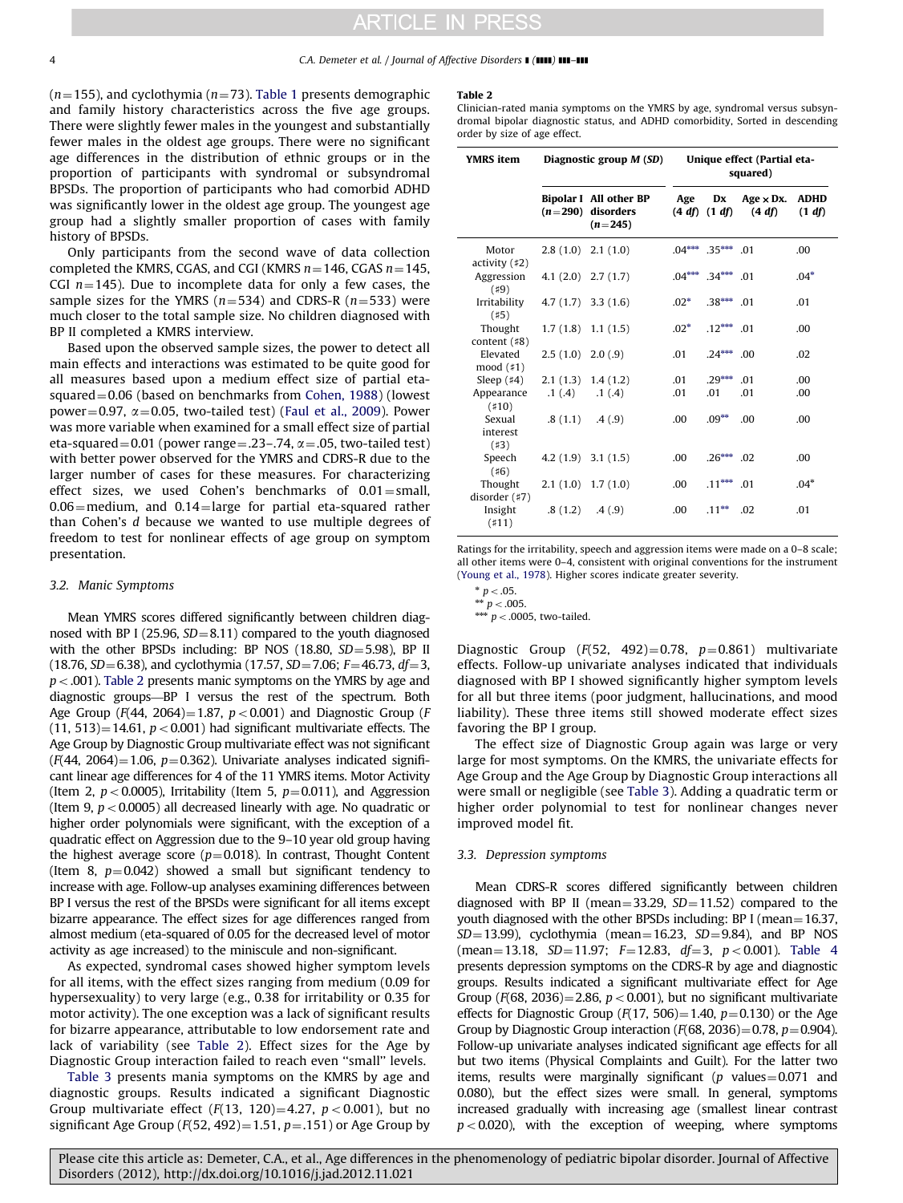($n=155$), and cyclothymia ($n=73$). Table 1 presents demographic and family history characteristics across the five age groups. There were slightly fewer males in the youngest and substantially fewer males in the oldest age groups. There were no significant age differences in the distribution of ethnic groups or in the proportion of participants with syndromal or subsyndromal BPSDs. The proportion of participants who had comorbid ADHD was significantly lower in the oldest age group. The youngest age group had a slightly smaller proportion of cases with family history of BPSDs.

Only participants from the second wave of data collection completed the KMRS, CGAS, and CGI (KMRS $n=146$, CGAS $n=145$, CGI $n=145$). Due to incomplete data for only a few cases, the sample sizes for the YMRS ($n=534$) and CDRS-R ($n=533$) were much closer to the total sample size. No children diagnosed with BP II completed a KMRS interview.

Based upon the observed sample sizes, the power to detect all main effects and interactions was estimated to be quite good for all measures based upon a medium effect size of partial eta-squared$=0.06$ (based on benchmarks from Cohen, 1988) (lowest power$=0.97$, $\alpha=0.05$, two-tailed test) (Faul et al., 2009). Power was more variable when examined for a small effect size of partial eta-squared$=0.01$ (power range$=.23$–$.74$, $\alpha=.05$, two-tailed test) with better power observed for the YMRS and CDRS-R due to the larger number of cases for these measures. For characterizing effect sizes, we used Cohen's benchmarks of 0.01$=$small, 0.06$=$medium, and 0.14$=$large for partial eta-squared rather than Cohen's $d$ because we wanted to use multiple degrees of freedom to test for nonlinear effects of age group on symptom presentation.

### 3.2. Manic Symptoms

Mean YMRS scores differed significantly between children diagnosed with BP I (25.96, $SD=8.11$) compared to the youth diagnosed with the other BPSDs including: BP NOS (18.80, $SD=5.98$), BP II (18.76, $SD=6.38$), and cyclothymia (17.57, $SD=7.06$; $F=46.73$, $df=3$, $p<.001$). Table 2 presents manic symptoms on the YMRS by age and diagnostic groups—BP I versus the rest of the spectrum. Both Age Group ($F(44, 2064)=1.87$, $p<0.001$) and Diagnostic Group ($F(11, 513)=14.61$, $p<0.001$) had significant multivariate effects. The Age Group by Diagnostic Group multivariate effect was not significant ($F(44, 2064)=1.06$, $p=0.362$). Univariate analyses indicated significant linear age differences for 4 of the 11 YMRS items. Motor Activity (Item 2, $p<0.0005$), Irritability (Item 5, $p=0.011$), and Aggression (Item 9, $p<0.0005$) all decreased linearly with age. No quadratic or higher order polynomials were significant, with the exception of a quadratic effect on Aggression due to the 9–10 year old group having the highest average score ($p=0.018$). In contrast, Thought Content (Item 8, $p=0.042$) showed a small but significant tendency to increase with age. Follow-up analyses examining differences between BP I versus the rest of the BPSDs were significant for all items except bizarre appearance. The effect sizes for age differences ranged from almost medium (eta-squared of 0.05 for the decreased level of motor activity as age increased) to the miniscule and non-significant.

As expected, syndromal cases showed higher symptom levels for all items, with the effect sizes ranging from medium (0.09 for hypersexuality) to very large (e.g., 0.38 for irritability or 0.35 for motor activity). The one exception was a lack of significant results for bizarre appearance, attributable to low endorsement rate and lack of variability (see Table 2). Effect sizes for the Age by Diagnostic Group interaction failed to reach even "small" levels.

Table 3 presents mania symptoms on the KMRS by age and diagnostic groups. Results indicated a significant Diagnostic Group multivariate effect ($F(13, 120)=4.27$, $p<0.001$), but no significant Age Group ($F(52, 492)=1.51$, $p=.151$) or Age Group by Diagnostic Group ($F(52, 492)=0.78$, $p=0.861$) multivariate effects. Follow-up univariate analyses indicated that individuals diagnosed with BP I showed significantly higher symptom levels for all but three items (poor judgment, hallucinations, and mood liability). These three items still showed moderate effect sizes favoring the BP I group.

The effect size of Diagnostic Group again was large or very large for most symptoms. On the KMRS, the univariate effects for Age Group and the Age Group by Diagnostic Group interactions all were small or negligible (see Table 3). Adding a quadratic term or higher order polynomial to test for nonlinear changes never improved model fit.

**Table 2**
Clinician-rated mania symptoms on the YMRS by age, syndromal versus subsyndromal bipolar diagnostic status, and ADHD comorbidity, Sorted in descending order by size of age effect.

| YMRS item | Diagnostic group *M* (*SD*) | | Unique effect (Partial eta-squared) | | | |
|---|---|---|---|---|---|---|
| | Bipolar I ($n=290$) | All other BP disorders ($n=245$) | Age (4 *df*) | Dx (1 *df*) | Age × Dx. (4 *df*) | ADHD (1 *df*) |
| Motor activity (#2) | 2.8 (1.0) | 2.1 (1.0) | .04*** | .35*** | .01 | .00 |
| Aggression (#9) | 4.1 (2.0) | 2.7 (1.7) | .04*** | .34*** | .01 | .04* |
| Irritability (#5) | 4.7 (1.7) | 3.3 (1.6) | .02* | .38*** | .01 | .01 |
| Thought content (#8) | 1.7 (1.8) | 1.1 (1.5) | .02* | .12*** | .01 | .00 |
| Elevated mood (#1) | 2.5 (1.0) | 2.0 (.9) | .01 | .24*** | .00 | .02 |
| Sleep (#4) | 2.1 (1.3) | 1.4 (1.2) | .01 | .29*** | .01 | .00 |
| Appearance (#10) | .1 (.4) | .1 (.4) | .01 | .01 | .01 | .00 |
| Sexual interest (#3) | .8 (1.1) | .4 (.9) | .00 | .09** | .00 | .00 |
| Speech (#6) | 4.2 (1.9) | 3.1 (1.5) | .00 | .26*** | .02 | .00 |
| Thought disorder (#7) | 2.1 (1.0) | 1.7 (1.0) | .00 | .11*** | .01 | .04* |
| Insight (#11) | .8 (1.2) | .4 (.9) | .00 | .11** | .02 | .01 |

Ratings for the irritability, speech and aggression items were made on a 0–8 scale; all other items were 0–4, consistent with original conventions for the instrument (Young et al., 1978). Higher scores indicate greater severity.

\* $p<.05$.
\** $p<.005$.
\*** $p<.0005$, two-tailed.

### 3.3. Depression symptoms

Mean CDRS-R scores differed significantly between children diagnosed with BP II (mean$=33.29$, $SD=11.52$) compared to the youth diagnosed with the other BPSDs including: BP I (mean$=16.37$, $SD=13.99$), cyclothymia (mean$=16.23$, $SD=9.84$), and BP NOS (mean$=13.18$, $SD=11.97$; $F=12.83$, $df=3$, $p<0.001$). Table 4 presents depression symptoms on the CDRS-R by age and diagnostic groups. Results indicated a significant multivariate effect for Age Group ($F(68, 2036)=2.86$, $p<0.001$), but no significant multivariate effects for Diagnostic Group ($F(17, 506)=1.40$, $p=0.130$) or the Age Group by Diagnostic Group interaction ($F(68, 2036)=0.78$, $p=0.904$). Follow-up univariate analyses indicated significant age effects for all but two items (Physical Complaints and Guilt). For the latter two items, results were marginally significant ($p$ values$=0.071$ and 0.080), but the effect sizes were small. In general, symptoms increased gradually with increasing age (smallest linear contrast $p<0.020$), with the exception of weeping, where symptoms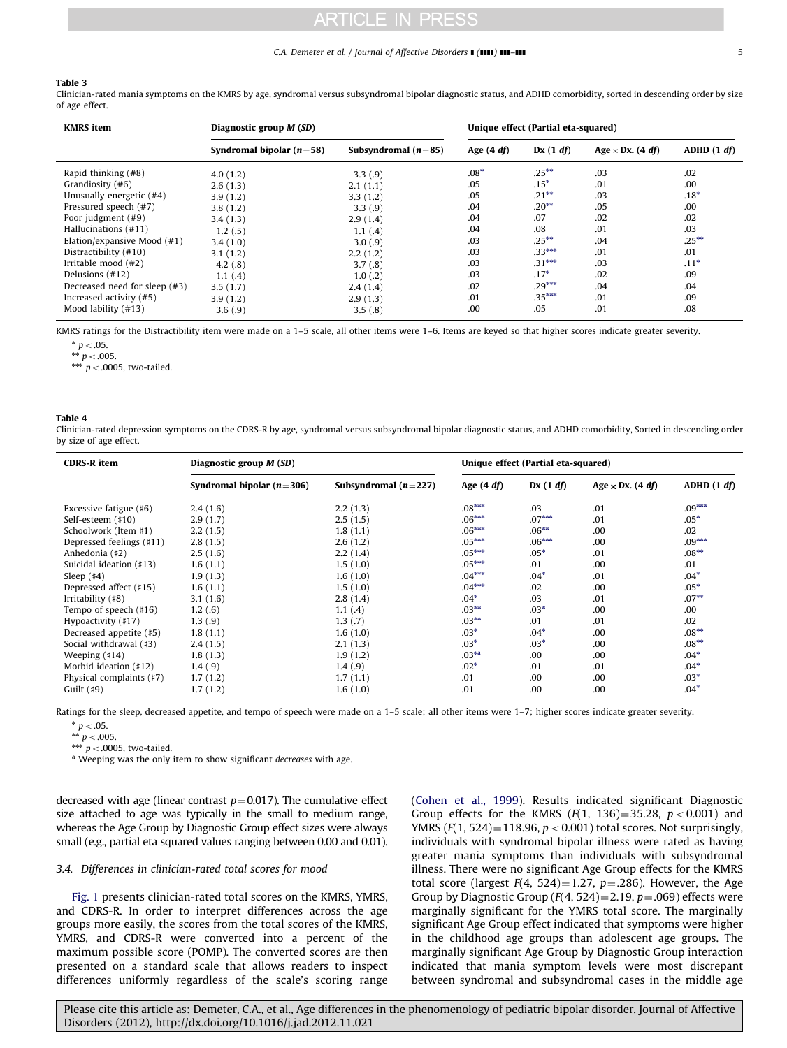**Table 3**
Clinician-rated mania symptoms on the KMRS by age, syndromal versus subsyndromal bipolar diagnostic status, and ADHD comorbidity, sorted in descending order by size of age effect.

| KMRS item | Diagnostic group *M* (*SD*) | | Unique effect (Partial eta-squared) | | | |
|---|---|---|---|---|---|---|
| | Syndromal bipolar ($n=58$) | Subsyndromal ($n=85$) | Age (4 *df*) | Dx (1 *df*) | Age × Dx. (4 *df*) | ADHD (1 *df*) |
| Rapid thinking (#8) | 4.0 (1.2) | 3.3 (.9) | .08* | .25** | .03 | .02 |
| Grandiosity (#6) | 2.6 (1.3) | 2.1 (1.1) | .05 | .15* | .01 | .00 |
| Unusually energetic (#4) | 3.9 (1.2) | 3.3 (1.2) | .05 | .21** | .03 | .18* |
| Pressured speech (#7) | 3.8 (1.2) | 3.3 (.9) | .04 | .20** | .05 | .00 |
| Poor judgment (#9) | 3.4 (1.3) | 2.9 (1.4) | .04 | .07 | .02 | .02 |
| Hallucinations (#11) | 1.2 (.5) | 1.1 (.4) | .04 | .08 | .01 | .03 |
| Elation/expansive Mood (#1) | 3.4 (1.0) | 3.0 (.9) | .03 | .25** | .04 | .25** |
| Distractibility (#10) | 3.1 (1.2) | 2.2 (1.2) | .03 | .33*** | .01 | .01 |
| Irritable mood (#2) | 4.2 (.8) | 3.7 (.8) | .03 | .31*** | .03 | .11* |
| Delusions (#12) | 1.1 (.4) | 1.0 (.2) | .03 | .17* | .02 | .09 |
| Decreased need for sleep (#3) | 3.5 (1.7) | 2.4 (1.4) | .02 | .29*** | .04 | .04 |
| Increased activity (#5) | 3.9 (1.2) | 2.9 (1.3) | .01 | .35*** | .01 | .09 |
| Mood lability (#13) | 3.6 (.9) | 3.5 (.8) | .00 | .05 | .01 | .08 |

KMRS ratings for the Distractibility item were made on a 1–5 scale, all other items were 1–6. Items are keyed so that higher scores indicate greater severity.

* $p<.05$.
** $p<.005$.
*** $p<.0005$, two-tailed.

**Table 4**
Clinician-rated depression symptoms on the CDRS-R by age, syndromal versus subsyndromal bipolar diagnostic status, and ADHD comorbidity, Sorted in descending order by size of age effect.

| CDRS-R item | Diagnostic group *M* (*SD*) | | Unique effect (Partial eta-squared) | | | |
|---|---|---|---|---|---|---|
| | Syndromal bipolar ($n=306$) | Subsyndromal ($n=227$) | Age (4 *df*) | Dx (1 *df*) | Age × Dx. (4 *df*) | ADHD (1 *df*) |
| Excessive fatigue (#6) | 2.4 (1.6) | 2.2 (1.3) | .08*** | .03 | .01 | .09*** |
| Self-esteem (#10) | 2.9 (1.7) | 2.5 (1.5) | .06*** | .07*** | .01 | .05* |
| Schoolwork (Item #1) | 2.2 (1.5) | 1.8 (1.1) | .06*** | .06** | .00 | .02 |
| Depressed feelings (#11) | 2.8 (1.5) | 2.6 (1.2) | .05*** | .06*** | .00 | .09*** |
| Anhedonia (#2) | 2.5 (1.6) | 2.2 (1.4) | .05*** | .05* | .01 | .08** |
| Suicidal ideation (#13) | 1.6 (1.1) | 1.5 (1.0) | .05*** | .01 | .00 | .01 |
| Sleep (#4) | 1.9 (1.3) | 1.6 (1.0) | .04*** | .04* | .01 | .04* |
| Depressed affect (#15) | 1.6 (1.1) | 1.5 (1.0) | .04*** | .02 | .00 | .05* |
| Irritability (#8) | 3.1 (1.6) | 2.8 (1.4) | .04* | .03 | .01 | .07** |
| Tempo of speech (#16) | 1.2 (.6) | 1.1 (.4) | .03** | .03* | .00 | .00 |
| Hypoactivity (#17) | 1.3 (.9) | 1.3 (.7) | .03** | .01 | .01 | .02 |
| Decreased appetite (#5) | 1.8 (1.1) | 1.6 (1.0) | .03* | .04* | .00 | .08** |
| Social withdrawal (#3) | 2.4 (1.5) | 2.1 (1.3) | .03* | .03* | .00 | .08** |
| Weeping (#14) | 1.8 (1.3) | 1.9 (1.2) | .03**[a] | .00 | .00 | .04* |
| Morbid ideation (#12) | 1.4 (.9) | 1.4 (.9) | .02* | .01 | .01 | .04* |
| Physical complaints (#7) | 1.7 (1.2) | 1.7 (1.1) | .01 | .00 | .00 | .03* |
| Guilt (#9) | 1.7 (1.2) | 1.6 (1.0) | .01 | .00 | .00 | .04* |

Ratings for the sleep, decreased appetite, and tempo of speech were made on a 1–5 scale; all other items were 1–7; higher scores indicate greater severity.

* $p<.05$.
** $p<.005$.
*** $p<.0005$, two-tailed.
[a] Weeping was the only item to show significant *decreases* with age.

decreased with age (linear contrast $p=0.017$). The cumulative effect size attached to age was typically in the small to medium range, whereas the Age Group by Diagnostic Group effect sizes were always small (e.g., partial eta squared values ranging between 0.00 and 0.01).

### 3.4. Differences in clinician-rated total scores for mood

Fig. 1 presents clinician-rated total scores on the KMRS, YMRS, and CDRS-R. In order to interpret differences across the age groups more easily, the scores from the total scores of the KMRS, YMRS, and CDRS-R were converted into a percent of the maximum possible score (POMP). The converted scores are then presented on a standard scale that allows readers to inspect differences uniformly regardless of the scale's scoring range (Cohen et al., 1999). Results indicated significant Diagnostic Group effects for the KMRS ($F(1,\ 136)=35.28$, $p<0.001$) and YMRS ($F(1,\ 524)=118.96$, $p<0.001$) total scores. Not surprisingly, individuals with syndromal bipolar illness were rated as having greater mania symptoms than individuals with subsyndromal illness. There were no significant Age Group effects for the KMRS total score (largest $F(4,\ 524)=1.27$, $p=.286$). However, the Age Group by Diagnostic Group ($F(4,\ 524)=2.19$, $p=.069$) effects were marginally significant for the YMRS total score. The marginally significant Age Group effect indicated that symptoms were higher in the childhood age groups than adolescent age groups. The marginally significant Age Group by Diagnostic Group interaction indicated that mania symptom levels were most discrepant between syndromal and subsyndromal cases in the middle age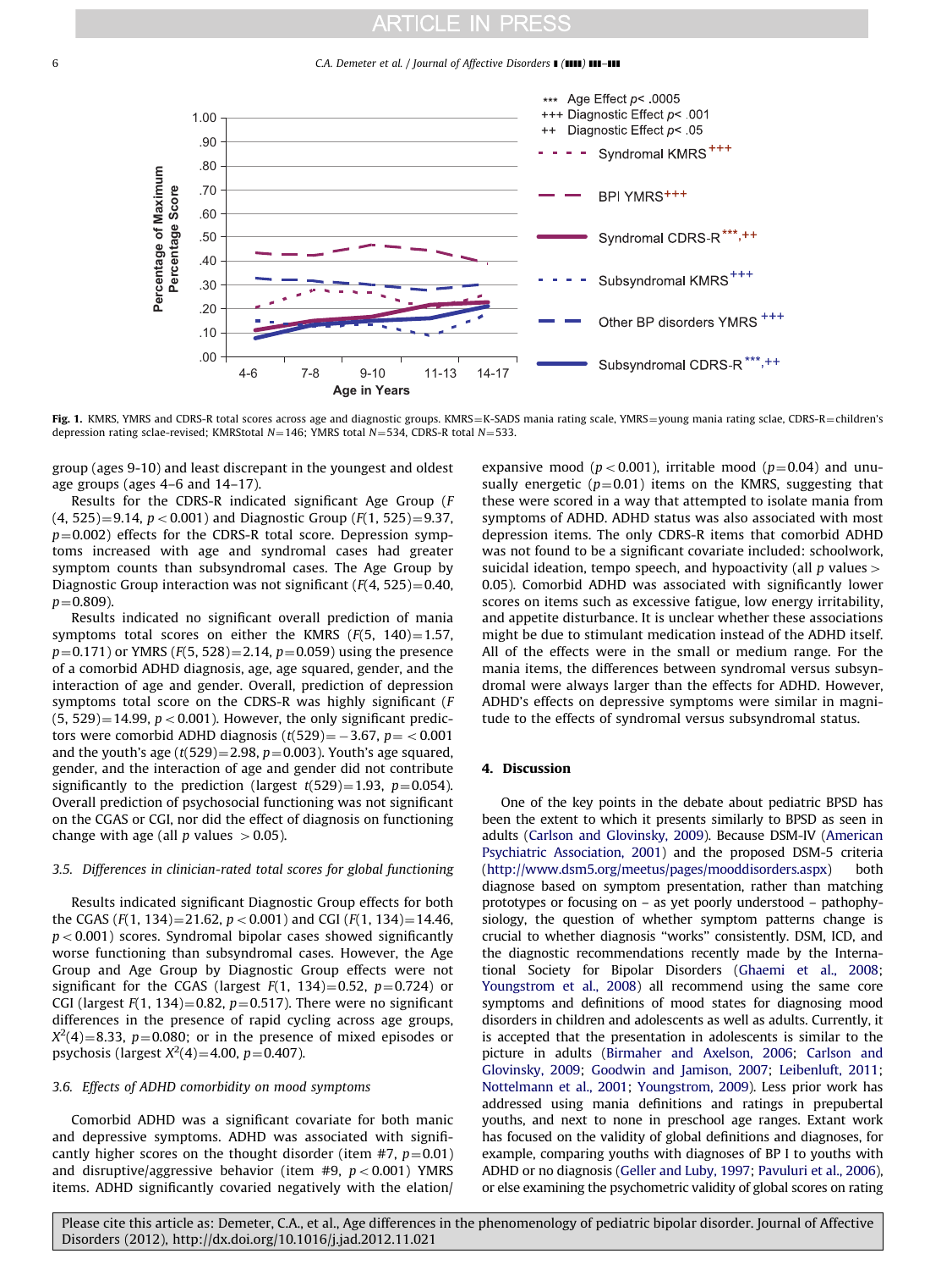**Fig. 1.** KMRS, YMRS and CDRS-R total scores across age and diagnostic groups. KMRS=K-SADS mania rating scale, YMRS=young mania rating sclae, CDRS-R=children's depression rating sclae-revised; KMRStotal $N=146$; YMRS total $N=534$, CDRS-R total $N=533$.

group (ages 9-10) and least discrepant in the youngest and oldest age groups (ages 4–6 and 14–17).

Results for the CDRS-R indicated significant Age Group ($F(4, 525)=9.14$, $p<0.001$) and Diagnostic Group ($F(1, 525)=9.37$, $p=0.002$) effects for the CDRS-R total score. Depression symptoms increased with age and syndromal cases had greater symptom counts than subsyndromal cases. The Age Group by Diagnostic Group interaction was not significant ($F(4, 525)=0.40$, $p=0.809$).

Results indicated no significant overall prediction of mania symptoms total scores on either the KMRS ($F(5, 140)=1.57$, $p=0.171$) or YMRS ($F(5, 528)=2.14$, $p=0.059$) using the presence of a comorbid ADHD diagnosis, age, age squared, gender, and the interaction of age and gender. Overall, prediction of depression symptoms total score on the CDRS-R was highly significant ($F(5, 529)=14.99$, $p<0.001$). However, the only significant predictors were comorbid ADHD diagnosis ($t(529)=-3.67$, $p=<0.001$ and the youth's age ($t(529)=2.98$, $p=0.003$). Youth's age squared, gender, and the interaction of age and gender did not contribute significantly to the prediction (largest $t(529)=1.93$, $p=0.054$). Overall prediction of psychosocial functioning was not significant on the CGAS or CGI, nor did the effect of diagnosis on functioning change with age (all $p$ values $>0.05$).

### 3.5. Differences in clinician-rated total scores for global functioning

Results indicated significant Diagnostic Group effects for both the CGAS ($F(1, 134)=21.62$, $p<0.001$) and CGI ($F(1, 134)=14.46$, $p<0.001$) scores. Syndromal bipolar cases showed significantly worse functioning than subsyndromal cases. However, the Age Group and Age Group by Diagnostic Group effects were not significant for the CGAS (largest $F(1, 134)=0.52$, $p=0.724$) or CGI (largest $F(1, 134)=0.82$, $p=0.517$). There were no significant differences in the presence of rapid cycling across age groups, $X^2(4)=8.33$, $p=0.080$; or in the presence of mixed episodes or psychosis (largest $X^2(4)=4.00$, $p=0.407$).

### 3.6. Effects of ADHD comorbidity on mood symptoms

Comorbid ADHD was a significant covariate for both manic and depressive symptoms. ADHD was associated with significantly higher scores on the thought disorder (item #7, $p=0.01$) and disruptive/aggressive behavior (item #9, $p<0.001$) YMRS items. ADHD significantly covaried negatively with the elation/expansive mood ($p<0.001$), irritable mood ($p=0.04$) and unusually energetic ($p=0.01$) items on the KMRS, suggesting that these were scored in a way that attempted to isolate mania from symptoms of ADHD. ADHD status was also associated with most depression items. The only CDRS-R items that comorbid ADHD was not found to be a significant covariate included: schoolwork, suicidal ideation, tempo speech, and hypoactivity (all $p$ values $>0.05$). Comorbid ADHD was associated with significantly lower scores on items such as excessive fatigue, low energy irritability, and appetite disturbance. It is unclear whether these associations might be due to stimulant medication instead of the ADHD itself. All of the effects were in the small or medium range. For the mania items, the differences between syndromal versus subsyndromal were always larger than the effects for ADHD. However, ADHD's effects on depressive symptoms were similar in magnitude to the effects of syndromal versus subsyndromal status.

## 4. Discussion

One of the key points in the debate about pediatric BPSD has been the extent to which it presents similarly to BPSD as seen in adults (Carlson and Glovinsky, 2009). Because DSM-IV (American Psychiatric Association, 2001) and the proposed DSM-5 criteria (http://www.dsm5.org/meetus/pages/mooddisorders.aspx) both diagnose based on symptom presentation, rather than matching prototypes or focusing on – as yet poorly understood – pathophysiology, the question of whether symptom patterns change is crucial to whether diagnosis "works" consistently. DSM, ICD, and the diagnostic recommendations recently made by the International Society for Bipolar Disorders (Ghaemi et al., 2008; Youngstrom et al., 2008) all recommend using the same core symptoms and definitions of mood states for diagnosing mood disorders in children and adolescents as well as adults. Currently, it is accepted that the presentation in adolescents is similar to the picture in adults (Birmaher and Axelson, 2006; Carlson and Glovinsky, 2009; Goodwin and Jamison, 2007; Leibenluft, 2011; Nottelmann et al., 2001; Youngstrom, 2009). Less prior work has addressed using mania definitions and ratings in prepubertal youths, and next to none in preschool age ranges. Extant work has focused on the validity of global definitions and diagnoses, for example, comparing youths with diagnoses of BP I to youths with ADHD or no diagnosis (Geller and Luby, 1997; Pavuluri et al., 2006), or else examining the psychometric validity of global scores on rating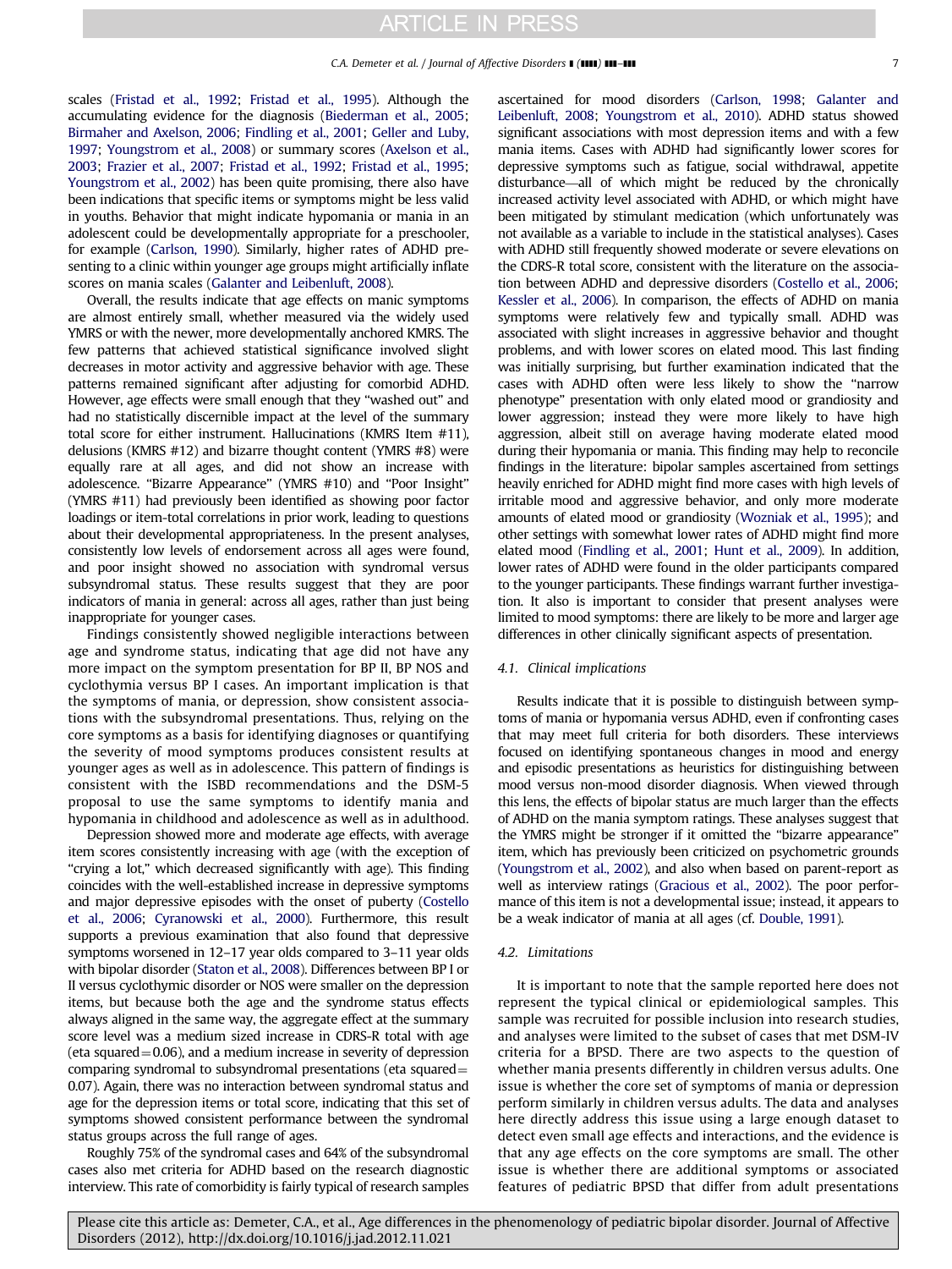scales (Fristad et al., 1992; Fristad et al., 1995). Although the accumulating evidence for the diagnosis (Biederman et al., 2005; Birmaher and Axelson, 2006; Findling et al., 2001; Geller and Luby, 1997; Youngstrom et al., 2008) or summary scores (Axelson et al., 2003; Frazier et al., 2007; Fristad et al., 1992; Fristad et al., 1995; Youngstrom et al., 2002) has been quite promising, there also have been indications that specific items or symptoms might be less valid in youths. Behavior that might indicate hypomania or mania in an adolescent could be developmentally appropriate for a preschooler, for example (Carlson, 1990). Similarly, higher rates of ADHD presenting to a clinic within younger age groups might artificially inflate scores on mania scales (Galanter and Leibenluft, 2008).

Overall, the results indicate that age effects on manic symptoms are almost entirely small, whether measured via the widely used YMRS or with the newer, more developmentally anchored KMRS. The few patterns that achieved statistical significance involved slight decreases in motor activity and aggressive behavior with age. These patterns remained significant after adjusting for comorbid ADHD. However, age effects were small enough that they "washed out" and had no statistically discernible impact at the level of the summary total score for either instrument. Hallucinations (KMRS Item #11), delusions (KMRS #12) and bizarre thought content (YMRS #8) were equally rare at all ages, and did not show an increase with adolescence. "Bizarre Appearance" (YMRS #10) and "Poor Insight" (YMRS #11) had previously been identified as showing poor factor loadings or item-total correlations in prior work, leading to questions about their developmental appropriateness. In the present analyses, consistently low levels of endorsement across all ages were found, and poor insight showed no association with syndromal versus subsyndromal status. These results suggest that they are poor indicators of mania in general: across all ages, rather than just being inappropriate for younger cases.

Findings consistently showed negligible interactions between age and syndrome status, indicating that age did not have any more impact on the symptom presentation for BP II, BP NOS and cyclothymia versus BP I cases. An important implication is that the symptoms of mania, or depression, show consistent associations with the subsyndromal presentations. Thus, relying on the core symptoms as a basis for identifying diagnoses or quantifying the severity of mood symptoms produces consistent results at younger ages as well as in adolescence. This pattern of findings is consistent with the ISBD recommendations and the DSM-5 proposal to use the same symptoms to identify mania and hypomania in childhood and adolescence as well as in adulthood.

Depression showed more and moderate age effects, with average item scores consistently increasing with age (with the exception of "crying a lot," which decreased significantly with age). This finding coincides with the well-established increase in depressive symptoms and major depressive episodes with the onset of puberty (Costello et al., 2006; Cyranowski et al., 2000). Furthermore, this result supports a previous examination that also found that depressive symptoms worsened in 12–17 year olds compared to 3–11 year olds with bipolar disorder (Staton et al., 2008). Differences between BP I or II versus cyclothymic disorder or NOS were smaller on the depression items, but because both the age and the syndrome status effects always aligned in the same way, the aggregate effect at the summary score level was a medium sized increase in CDRS-R total with age (eta squared = 0.06), and a medium increase in severity of depression comparing syndromal to subsyndromal presentations (eta squared = 0.07). Again, there was no interaction between syndromal status and age for the depression items or total score, indicating that this set of symptoms showed consistent performance between the syndromal status groups across the full range of ages.

Roughly 75% of the syndromal cases and 64% of the subsyndromal cases also met criteria for ADHD based on the research diagnostic interview. This rate of comorbidity is fairly typical of research samples ascertained for mood disorders (Carlson, 1998; Galanter and Leibenluft, 2008; Youngstrom et al., 2010). ADHD status showed significant associations with most depression items and with a few mania items. Cases with ADHD had significantly lower scores for depressive symptoms such as fatigue, social withdrawal, appetite disturbance—all of which might be reduced by the chronically increased activity level associated with ADHD, or which might have been mitigated by stimulant medication (which unfortunately was not available as a variable to include in the statistical analyses). Cases with ADHD still frequently showed moderate or severe elevations on the CDRS-R total score, consistent with the literature on the association between ADHD and depressive disorders (Costello et al., 2006; Kessler et al., 2006). In comparison, the effects of ADHD on mania symptoms were relatively few and typically small. ADHD was associated with slight increases in aggressive behavior and thought problems, and with lower scores on elated mood. This last finding was initially surprising, but further examination indicated that the cases with ADHD often were less likely to show the "narrow phenotype" presentation with only elated mood or grandiosity and lower aggression; instead they were more likely to have high aggression, albeit still on average having moderate elated mood during their hypomania or mania. This finding may help to reconcile findings in the literature: bipolar samples ascertained from settings heavily enriched for ADHD might find more cases with high levels of irritable mood and aggressive behavior, and only more moderate amounts of elated mood or grandiosity (Wozniak et al., 1995); and other settings with somewhat lower rates of ADHD might find more elated mood (Findling et al., 2001; Hunt et al., 2009). In addition, lower rates of ADHD were found in the older participants compared to the younger participants. These findings warrant further investigation. It also is important to consider that present analyses were limited to mood symptoms: there are likely to be more and larger age differences in other clinically significant aspects of presentation.

### 4.1. Clinical implications

Results indicate that it is possible to distinguish between symptoms of mania or hypomania versus ADHD, even if confronting cases that may meet full criteria for both disorders. These interviews focused on identifying spontaneous changes in mood and energy and episodic presentations as heuristics for distinguishing between mood versus non-mood disorder diagnosis. When viewed through this lens, the effects of bipolar status are much larger than the effects of ADHD on the mania symptom ratings. These analyses suggest that the YMRS might be stronger if it omitted the "bizarre appearance" item, which has previously been criticized on psychometric grounds (Youngstrom et al., 2002), and also when based on parent-report as well as interview ratings (Gracious et al., 2002). The poor performance of this item is not a developmental issue; instead, it appears to be a weak indicator of mania at all ages (cf. Double, 1991).

### 4.2. Limitations

It is important to note that the sample reported here does not represent the typical clinical or epidemiological samples. This sample was recruited for possible inclusion into research studies, and analyses were limited to the subset of cases that met DSM-IV criteria for a BPSD. There are two aspects to the question of whether mania presents differently in children versus adults. One issue is whether the core set of symptoms of mania or depression perform similarly in children versus adults. The data and analyses here directly address this issue using a large enough dataset to detect even small age effects and interactions, and the evidence is that any age effects on the core symptoms are small. The other issue is whether there are additional symptoms or associated features of pediatric BPSD that differ from adult presentations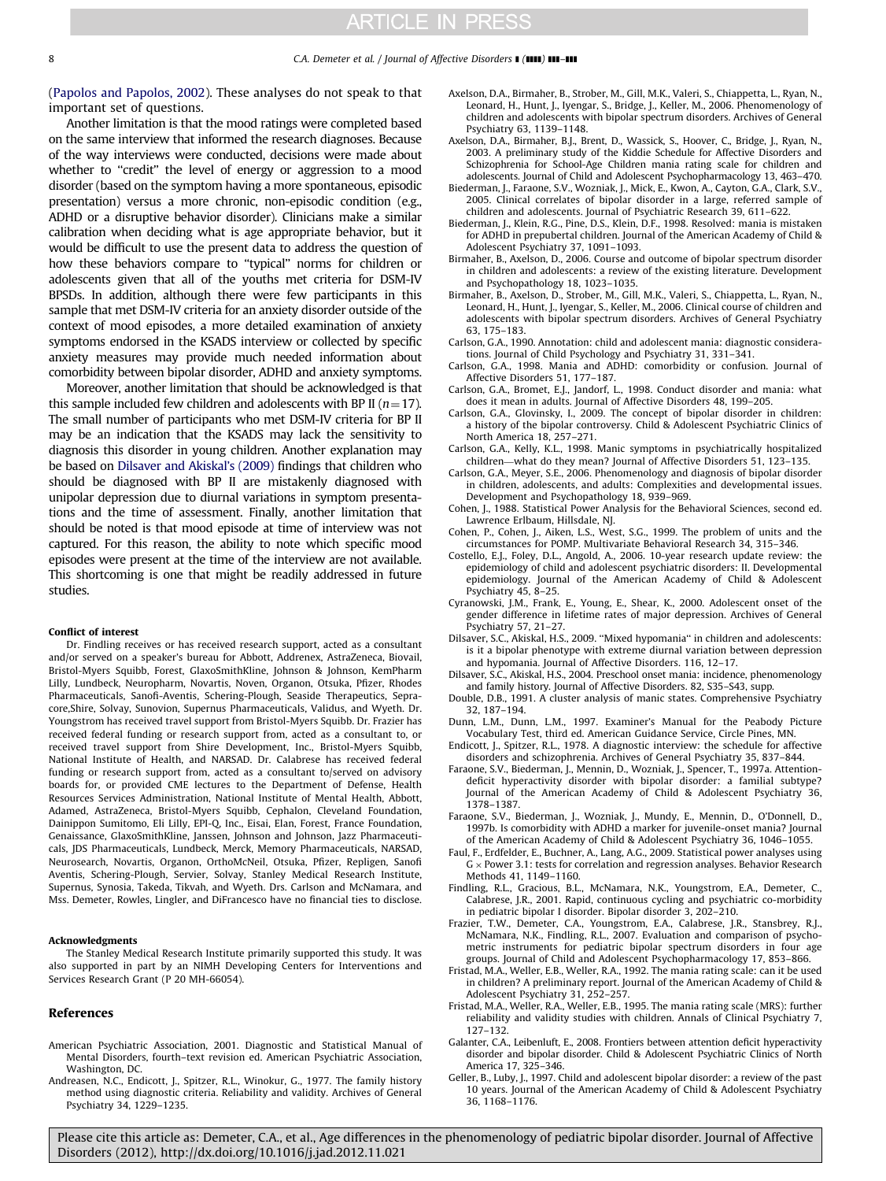(Papolos and Papolos, 2002). These analyses do not speak to that important set of questions.

Another limitation is that the mood ratings were completed based on the same interview that informed the research diagnoses. Because of the way interviews were conducted, decisions were made about whether to "credit" the level of energy or aggression to a mood disorder (based on the symptom having a more spontaneous, episodic presentation) versus a more chronic, non-episodic condition (e.g., ADHD or a disruptive behavior disorder). Clinicians make a similar calibration when deciding what is age appropriate behavior, but it would be difficult to use the present data to address the question of how these behaviors compare to "typical" norms for children or adolescents given that all of the youths met criteria for DSM-IV BPSDs. In addition, although there were few participants in this sample that met DSM-IV criteria for an anxiety disorder outside of the context of mood episodes, a more detailed examination of anxiety symptoms endorsed in the KSADS interview or collected by specific anxiety measures may provide much needed information about comorbidity between bipolar disorder, ADHD and anxiety symptoms.

Moreover, another limitation that should be acknowledged is that this sample included few children and adolescents with BP II ($n=17$). The small number of participants who met DSM-IV criteria for BP II may be an indication that the KSADS may lack the sensitivity to diagnosis this disorder in young children. Another explanation may be based on Dilsaver and Akiskal's (2009) findings that children who should be diagnosed with BP II are mistakenly diagnosed with unipolar depression due to diurnal variations in symptom presentations and the time of assessment. Finally, another limitation that should be noted is that mood episode at time of interview was not captured. For this reason, the ability to note which specific mood episodes were present at the time of the interview are not available. This shortcoming is one that might be readily addressed in future studies.

#### Conflict of interest

Dr. Findling receives or has received research support, acted as a consultant and/or served on a speaker's bureau for Abbott, Addrenex, AstraZeneca, Biovail, Bristol-Myers Squibb, Forest, GlaxoSmithKline, Johnson & Johnson, KemPharm Lilly, Lundbeck, Neuropharm, Novartis, Noven, Organon, Otsuka, Pfizer, Rhodes Pharmaceuticals, Sanofi-Aventis, Schering-Plough, Seaside Therapeutics, Sepracore,Shire, Solvay, Sunovion, Supernus Pharmaceuticals, Validus, and Wyeth. Dr. Youngstrom has received travel support from Bristol-Myers Squibb. Dr. Frazier has received federal funding or research support from, acted as a consultant to, or received travel support from Shire Development, Inc., Bristol-Myers Squibb, National Institute of Health, and NARSAD. Dr. Calabrese has received federal funding or research support from, acted as a consultant to/served on advisory boards for, or provided CME lectures to the Department of Defense, Health Resources Services Administration, National Institute of Mental Health, Abbott, Adamed, AstraZeneca, Bristol-Myers Squibb, Cephalon, Cleveland Foundation, Dainippon Sumitomo, Eli Lilly, EPI-Q, Inc., Eisai, Elan, Forest, France Foundation, Genaissance, GlaxoSmithKline, Janssen, Johnson and Johnson, Jazz Pharmaceuticals, JDS Pharmaceuticals, Lundbeck, Merck, Memory Pharmaceuticals, NARSAD, Neurosearch, Novartis, Organon, OrthoMcNeil, Otsuka, Pfizer, Repligen, Sanofi Aventis, Schering-Plough, Servier, Solvay, Stanley Medical Research Institute, Supernus, Synosia, Takeda, Tikvah, and Wyeth. Drs. Carlson and McNamara, and Mss. Demeter, Rowles, Lingler, and DiFrancesco have no financial ties to disclose.

#### Acknowledgments

The Stanley Medical Research Institute primarily supported this study. It was also supported in part by an NIMH Developing Centers for Interventions and Services Research Grant (P 20 MH-66054).

## References

American Psychiatric Association, 2001. Diagnostic and Statistical Manual of Mental Disorders, fourth–text revision ed. American Psychiatric Association, Washington, DC.

Andreasen, N.C., Endicott, J., Spitzer, R.L., Winokur, G., 1977. The family history method using diagnostic criteria. Reliability and validity. Archives of General Psychiatry 34, 1229–1235.

Axelson, D.A., Birmaher, B., Strober, M., Gill, M.K., Valeri, S., Chiappetta, L., Ryan, N., Leonard, H., Hunt, J., Iyengar, S., Bridge, J., Keller, M., 2006. Phenomenology of children and adolescents with bipolar spectrum disorders. Archives of General Psychiatry 63, 1139–1148.

Axelson, D.A., Birmaher, B.J., Brent, D., Wassick, S., Hoover, C., Bridge, J., Ryan, N., 2003. A preliminary study of the Kiddie Schedule for Affective Disorders and Schizophrenia for School-Age Children mania rating scale for children and adolescents. Journal of Child and Adolescent Psychopharmacology 13, 463–470.

Biederman, J., Faraone, S.V., Wozniak, J., Mick, E., Kwon, A., Cayton, G.A., Clark, S.V., 2005. Clinical correlates of bipolar disorder in a large, referred sample of children and adolescents. Journal of Psychiatric Research 39, 611–622.

Biederman, J., Klein, R.G., Pine, D.S., Klein, D.F., 1998. Resolved: mania is mistaken for ADHD in prepubertal children. Journal of the American Academy of Child & Adolescent Psychiatry 37, 1091–1093.

Birmaher, B., Axelson, D., 2006. Course and outcome of bipolar spectrum disorder in children and adolescents: a review of the existing literature. Development and Psychopathology 18, 1023–1035.

Birmaher, B., Axelson, D., Strober, M., Gill, M.K., Valeri, S., Chiappetta, L., Ryan, N., Leonard, H., Hunt, J., Iyengar, S., Keller, M., 2006. Clinical course of children and adolescents with bipolar spectrum disorders. Archives of General Psychiatry 63, 175–183.

Carlson, G.A., 1990. Annotation: child and adolescent mania: diagnostic considerations. Journal of Child Psychology and Psychiatry 31, 331–341.

Carlson, G.A., 1998. Mania and ADHD: comorbidity or confusion. Journal of Affective Disorders 51, 177–187.

Carlson, G.A., Bromet, E.J., Jandorf, L., 1998. Conduct disorder and mania: what does it mean in adults. Journal of Affective Disorders 48, 199–205.

Carlson, G.A., Glovinsky, I., 2009. The concept of bipolar disorder in children: a history of the bipolar controversy. Child & Adolescent Psychiatric Clinics of North America 18, 257–271.

Carlson, G.A., Kelly, K.L., 1998. Manic symptoms in psychiatrically hospitalized children—what do they mean? Journal of Affective Disorders 51, 123–135.

Carlson, G.A., Meyer, S.E., 2006. Phenomenology and diagnosis of bipolar disorder in children, adolescents, and adults: Complexities and developmental issues. Development and Psychopathology 18, 939–969.

Cohen, J., 1988. Statistical Power Analysis for the Behavioral Sciences, second ed. Lawrence Erlbaum, Hillsdale, NJ.

Cohen, P., Cohen, J., Aiken, L.S., West, S.G., 1999. The problem of units and the circumstances for POMP. Multivariate Behavioral Research 34, 315–346.

Costello, E.J., Foley, D.L., Angold, A., 2006. 10-year research update review: the epidemiology of child and adolescent psychiatric disorders: II. Developmental epidemiology. Journal of the American Academy of Child & Adolescent Psychiatry 45, 8–25.

Cyranowski, J.M., Frank, E., Young, E., Shear, K., 2000. Adolescent onset of the gender difference in lifetime rates of major depression. Archives of General Psychiatry 57, 21–27.

Dilsaver, S.C., Akiskal, H.S., 2009. "Mixed hypomania" in children and adolescents: is it a bipolar phenotype with extreme diurnal variation between depression and hypomania. Journal of Affective Disorders. 116, 12–17.

Dilsaver, S.C., Akiskal, H.S., 2004. Preschool onset mania: incidence, phenomenology and family history. Journal of Affective Disorders. 82, S35–S43, supp.

Double, D.B., 1991. A cluster analysis of manic states. Comprehensive Psychiatry 32, 187–194.

Dunn, L.M., Dunn, L.M., 1997. Examiner's Manual for the Peabody Picture Vocabulary Test, third ed. American Guidance Service, Circle Pines, MN.

Endicott, J., Spitzer, R.L., 1978. A diagnostic interview: the schedule for affective disorders and schizophrenia. Archives of General Psychiatry 35, 837–844.

Faraone, S.V., Biederman, J., Mennin, D., Wozniak, J., Spencer, T., 1997a. Attention-deficit hyperactivity disorder with bipolar disorder: a familial subtype? Journal of the American Academy of Child & Adolescent Psychiatry 36, 1378–1387.

Faraone, S.V., Biederman, J., Wozniak, J., Mundy, E., Mennin, D., O'Donnell, D., 1997b. Is comorbidity with ADHD a marker for juvenile-onset mania? Journal of the American Academy of Child & Adolescent Psychiatry 36, 1046–1055.

Faul, F., Erdfelder, E., Buchner, A., Lang, A.G., 2009. Statistical power analyses using G × Power 3.1: tests for correlation and regression analyses. Behavior Research Methods 41, 1149–1160.

Findling, R.L., Gracious, B.L., McNamara, N.K., Youngstrom, E.A., Demeter, C., Calabrese, J.R., 2001. Rapid, continuous cycling and psychiatric co-morbidity in pediatric bipolar I disorder. Bipolar disorder 3, 202–210.

Frazier, T.W., Demeter, C.A., Youngstrom, E.A., Calabrese, J.R., Stansbrey, R.J., McNamara, N.K., Findling, R.L., 2007. Evaluation and comparison of psychometric instruments for pediatric bipolar spectrum disorders in four age groups. Journal of Child and Adolescent Psychopharmacology 17, 853–866.

Fristad, M.A., Weller, E.B., Weller, R.A., 1992. The mania rating scale: can it be used in children? A preliminary report. Journal of the American Academy of Child & Adolescent Psychiatry 31, 252–257.

Fristad, M.A., Weller, R.A., Weller, E.B., 1995. The mania rating scale (MRS): further reliability and validity studies with children. Annals of Clinical Psychiatry 7, 127–132.

Galanter, C.A., Leibenluft, E., 2008. Frontiers between attention deficit hyperactivity disorder and bipolar disorder. Child & Adolescent Psychiatric Clinics of North America 17, 325–346.

Geller, B., Luby, J., 1997. Child and adolescent bipolar disorder: a review of the past 10 years. Journal of the American Academy of Child & Adolescent Psychiatry 36, 1168–1176.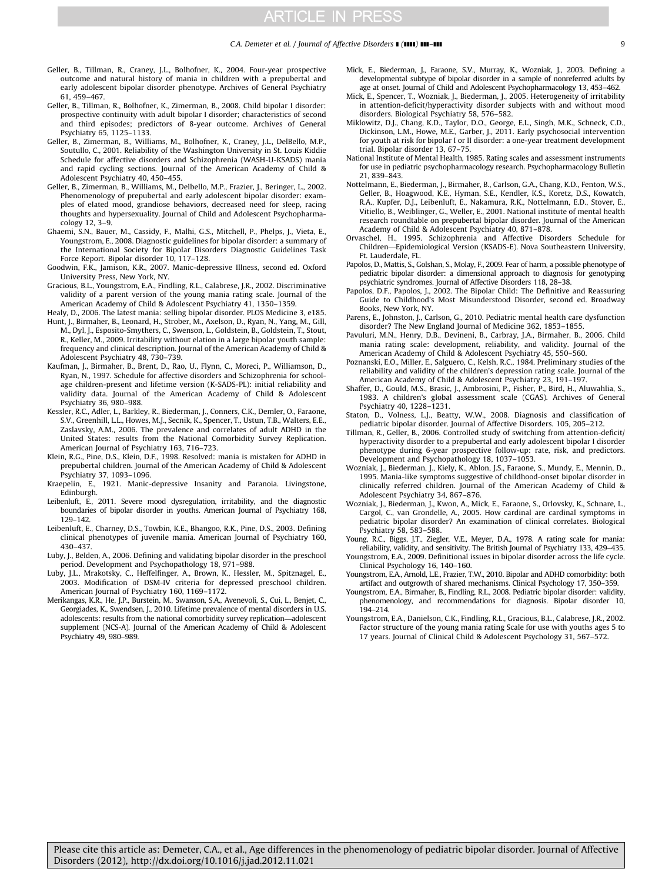Geller, B., Tillman, R., Craney, J.L., Bolhofner, K., 2004. Four-year prospective outcome and natural history of mania in children with a prepubertal and early adolescent bipolar disorder phenotype. Archives of General Psychiatry 61, 459–467.

Geller, B., Tillman, R., Bolhofner, K., Zimerman, B., 2008. Child bipolar I disorder: prospective continuity with adult bipolar I disorder; characteristics of second and third episodes; predictors of 8-year outcome. Archives of General Psychiatry 65, 1125–1133.

Geller, B., Zimerman, B., Williams, M., Bolhofner, K., Craney, J.L., DelBello, M.P., Soutullo, C., 2001. Reliability of the Washington University in St. Louis Kiddie Schedule for affective disorders and Schizophrenia (WASH-U-KSADS) mania and rapid cycling sections. Journal of the American Academy of Child & Adolescent Psychiatry 40, 450–455.

Geller, B., Zimerman, B., Williams, M., Delbello, M.P., Frazier, J., Beringer, L., 2002. Phenomenology of prepubertal and early adolescent bipolar disorder: examples of elated mood, grandiose behaviors, decreased need for sleep, racing thoughts and hypersexuality. Journal of Child and Adolescent Psychopharmacology 12, 3–9.

Ghaemi, S.N., Bauer, M., Cassidy, F., Malhi, G.S., Mitchell, P., Phelps, J., Vieta, E., Youngstrom, E., 2008. Diagnostic guidelines for bipolar disorder: a summary of the International Society for Bipolar Disorders Diagnostic Guidelines Task Force Report. Bipolar disorder 10, 117–128.

Goodwin, F.K., Jamison, K.R., 2007. Manic-depressive Illness, second ed. Oxford University Press, New York, NY.

Gracious, B.L., Youngstrom, E.A., Findling, R.L., Calabrese, J.R., 2002. Discriminative validity of a parent version of the young mania rating scale. Journal of the American Academy of Child & Adolescent Psychiatry 41, 1350–1359.

Healy, D., 2006. The latest mania: selling bipolar disorder. PLOS Medicine 3, e185.

Hunt, J., Birmaher, B., Leonard, H., Strober, M., Axelson, D., Ryan, N., Yang, M., Gill, M., Dyl, J., Esposito-Smythers, C., Swenson, L., Goldstein, B., Goldstein, T., Stout, R., Keller, M., 2009. Irritability without elation in a large bipolar youth sample: frequency and clinical description. Journal of the American Academy of Child & Adolescent Psychiatry 48, 730–739.

Kaufman, J., Birmaher, B., Brent, D., Rao, U., Flynn, C., Moreci, P., Williamson, D., Ryan, N., 1997. Schedule for affective disorders and Schizophrenia for school-age children-present and lifetime version (K-SADS-PL): initial reliability and validity data. Journal of the American Academy of Child & Adolescent Psychiatry 36, 980–988.

Kessler, R.C., Adler, L., Barkley, R., Biederman, J., Conners, C.K., Demler, O., Faraone, S.V., Greenhill, L.L., Howes, M.J., Secnik, K., Spencer, T., Ustun, T.B., Walters, E.E., Zaslavsky, A.M., 2006. The prevalence and correlates of adult ADHD in the United States: results from the National Comorbidity Survey Replication. American Journal of Psychiatry 163, 716–723.

Klein, R.G., Pine, D.S., Klein, D.F., 1998. Resolved: mania is mistaken for ADHD in prepubertal children. Journal of the American Academy of Child & Adolescent Psychiatry 37, 1093–1096.

Kraepelin, E., 1921. Manic-depressive Insanity and Paranoia. Livingstone, Edinburgh.

Leibenluft, E., 2011. Severe mood dysregulation, irritability, and the diagnostic boundaries of bipolar disorder in youths. American Journal of Psychiatry 168, 129–142.

Leibenluft, E., Charney, D.S., Towbin, K.E., Bhangoo, R.K., Pine, D.S., 2003. Defining clinical phenotypes of juvenile mania. American Journal of Psychiatry 160, 430–437.

Luby, J., Belden, A., 2006. Defining and validating bipolar disorder in the preschool period. Development and Psychopathology 18, 971–988.

Luby, J.L., Mrakotsky, C., Heffelfinger, A., Brown, K., Hessler, M., Spitznagel, E., 2003. Modification of DSM-IV criteria for depressed preschool children. American Journal of Psychiatry 160, 1169–1172.

Merikangas, K.R., He, J.P., Burstein, M., Swanson, S.A., Avenevoli, S., Cui, L., Benjet, C., Georgiades, K., Swendsen, J., 2010. Lifetime prevalence of mental disorders in U.S. adolescents: results from the national comorbidity survey replication—adolescent supplement (NCS-A). Journal of the American Academy of Child & Adolescent Psychiatry 49, 980–989.

Mick, E., Biederman, J., Faraone, S.V., Murray, K., Wozniak, J., 2003. Defining a developmental subtype of bipolar disorder in a sample of nonreferred adults by age at onset. Journal of Child and Adolescent Psychopharmacology 13, 453–462.

Mick, E., Spencer, T., Wozniak, J., Biederman, J., 2005. Heterogeneity of irritability in attention-deficit/hyperactivity disorder subjects with and without mood disorders. Biological Psychiatry 58, 576–582.

Miklowitz, D.J., Chang, K.D., Taylor, D.O., George, E.L., Singh, M.K., Schneck, C.D., Dickinson, L.M., Howe, M.E., Garber, J., 2011. Early psychosocial intervention for youth at risk for bipolar I or II disorder: a one-year treatment development trial. Bipolar disorder 13, 67–75.

National Institute of Mental Health, 1985. Rating scales and assessment instruments for use in pediatric psychopharmacology research. Psychopharmacology Bulletin 21, 839–843.

Nottelmann, E., Biederman, J., Birmaher, B., Carlson, G.A., Chang, K.D., Fenton, W.S., Geller, B., Hoagwood, K.E., Hyman, S.E., Kendler, K.S., Koretz, D.S., Kowatch, R.A., Kupfer, D.J., Leibenluft, E., Nakamura, R.K., Nottelmann, E.D., Stover, E., Vitiello, B., Weiblinger, G., Weller, E., 2001. National institute of mental health research roundtable on prepubertal bipolar disorder. Journal of the American Academy of Child & Adolescent Psychiatry 40, 871–878.

Orvaschel, H., 1995. Schizophrenia and Affective Disorders Schedule for Children—Epidemiological Version (KSADS-E). Nova Southeastern University, Ft. Lauderdale, FL.

Papolos, D., Mattis, S., Golshan, S., Molay, F., 2009. Fear of harm, a possible phenotype of pediatric bipolar disorder: a dimensional approach to diagnosis for genotyping psychiatric syndromes. Journal of Affective Disorders 118, 28–38.

Papolos, D.F., Papolos, J., 2002. The Bipolar Child: The Definitive and Reassuring Guide to Childhood's Most Misunderstood Disorder, second ed. Broadway Books, New York, NY.

Parens, E., Johnston, J., Carlson, G., 2010. Pediatric mental health care dysfunction disorder? The New England Journal of Medicine 362, 1853–1855.

Pavuluri, M.N., Henry, D.B., Devineni, B., Carbray, J.A., Birmaher, B., 2006. Child mania rating scale: development, reliability, and validity. Journal of the American Academy of Child & Adolescent Psychiatry 45, 550–560.

Poznanski, E.O., Miller, E., Salguero, C., Kelsh, R.C., 1984. Preliminary studies of the reliability and validity of the children's depression rating scale. Journal of the American Academy of Child & Adolescent Psychiatry 23, 191–197.

Shaffer, D., Gould, M.S., Brasic, J., Ambrosini, P., Fisher, P., Bird, H., Aluwahlia, S., 1983. A children's global assessment scale (CGAS). Archives of General Psychiatry 40, 1228–1231.

Staton, D., Volness, L.J., Beatty, W.W., 2008. Diagnosis and classification of pediatric bipolar disorder. Journal of Affective Disorders. 105, 205–212.

Tillman, R., Geller, B., 2006. Controlled study of switching from attention-deficit/hyperactivity disorder to a prepubertal and early adolescent bipolar I disorder phenotype during 6-year prospective follow-up: rate, risk, and predictors. Development and Psychopathology 18, 1037–1053.

Wozniak, J., Biederman, J., Kiely, K., Ablon, J.S., Faraone, S., Mundy, E., Mennin, D., 1995. Mania-like symptoms suggestive of childhood-onset bipolar disorder in clinically referred children. Journal of the American Academy of Child & Adolescent Psychiatry 34, 867–876.

Wozniak, J., Biederman, J., Kwon, A., Mick, E., Faraone, S., Orlovsky, K., Schnare, L., Cargol, C., van Grondelle, A., 2005. How cardinal are cardinal symptoms in pediatric bipolar disorder? An examination of clinical correlates. Biological Psychiatry 58, 583–588.

Young, R.C., Biggs, J.T., Ziegler, V.E., Meyer, D.A., 1978. A rating scale for mania: reliability, validity, and sensitivity. The British Journal of Psychiatry 133, 429–435.

Youngstrom, E.A., 2009. Definitional issues in bipolar disorder across the life cycle. Clinical Psychology 16, 140–160.

Youngstrom, E.A., Arnold, L.E., Frazier, T.W., 2010. Bipolar and ADHD comorbidity: both artifact and outgrowth of shared mechanisms. Clinical Psychology 17, 350–359.

Youngstrom, E.A., Birmaher, B., Findling, R.L., 2008. Pediatric bipolar disorder: validity, phenomenology, and recommendations for diagnosis. Bipolar disorder 10, 194–214.

Youngstrom, E.A., Danielson, C.K., Findling, R.L., Gracious, B.L., Calabrese, J.R., 2002. Factor structure of the young mania rating Scale for use with youths ages 5 to 17 years. Journal of Clinical Child & Adolescent Psychology 31, 567–572.

Please cite this article as: Demeter, C.A., et al., Age differences in the phenomenology of pediatric bipolar disorder. Journal of Affective Disorders (2012), http://dx.doi.org/10.1016/j.jad.2012.11.021